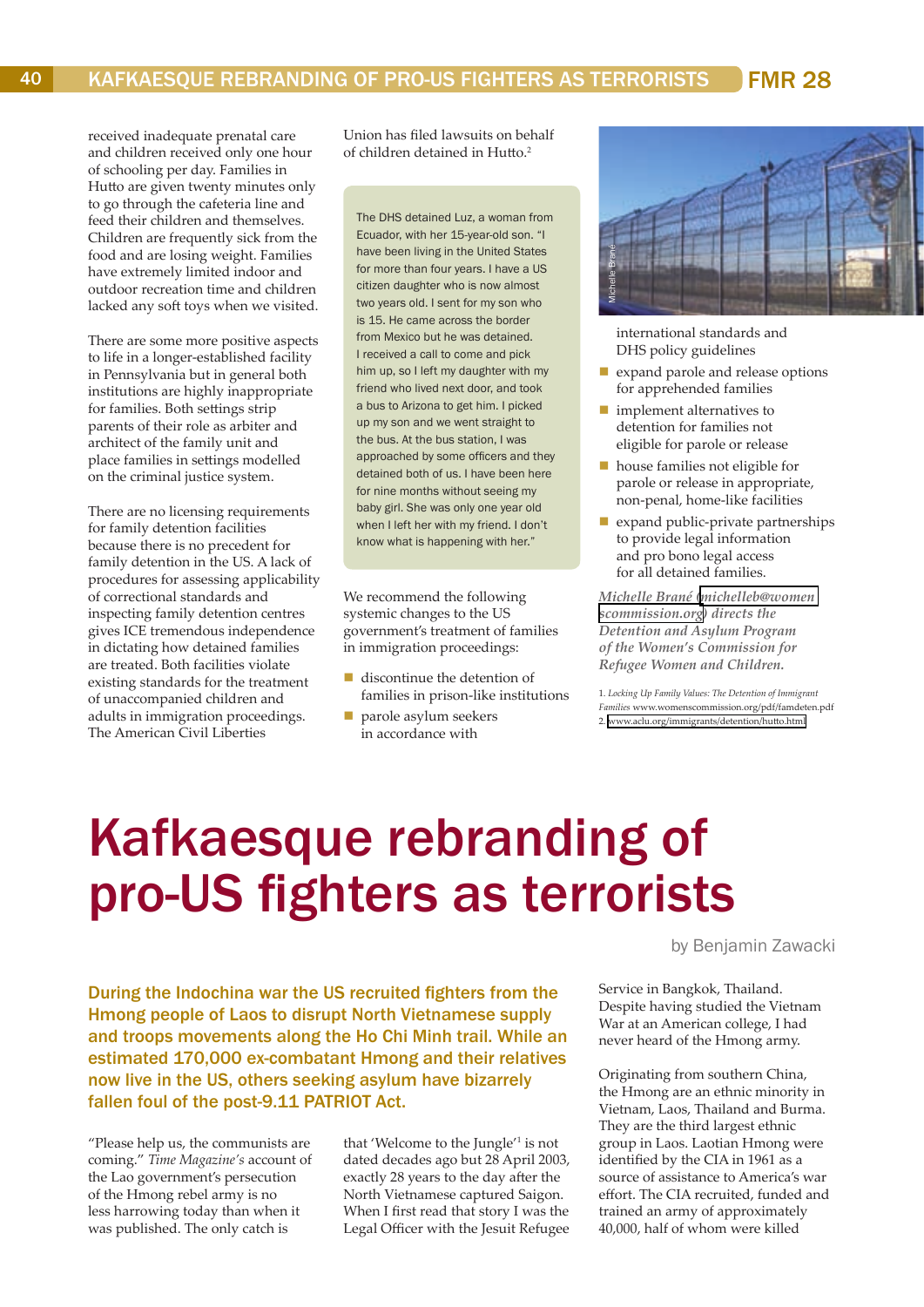received inadequate prenatal care and children received only one hour of schooling per day. Families in Hutto are given twenty minutes only to go through the cafeteria line and feed their children and themselves. Children are frequently sick from the food and are losing weight. Families have extremely limited indoor and outdoor recreation time and children lacked any soft toys when we visited.

There are some more positive aspects to life in a longer-established facility in Pennsylvania but in general both institutions are highly inappropriate for families. Both settings strip parents of their role as arbiter and architect of the family unit and place families in settings modelled on the criminal justice system.

There are no licensing requirements for family detention facilities because there is no precedent for family detention in the US. A lack of procedures for assessing applicability of correctional standards and inspecting family detention centres gives ICE tremendous independence in dictating how detained families are treated. Both facilities violate existing standards for the treatment of unaccompanied children and adults in immigration proceedings. The American Civil Liberties Union has filed lawsuits on behalf of children detained in Hutto.[2]

> The DHS detained Luz, a woman from Ecuador, with her 15-year-old son. "I have been living in the United States for more than four years. I have a US citizen daughter who is now almost two years old. I sent for my son who is 15. He came across the border from Mexico but he was detained. I received a call to come and pick him up, so I left my daughter with my friend who lived next door, and took a bus to Arizona to get him. I picked up my son and we went straight to the bus. At the bus station, I was approached by some officers and they detained both of us. I have been here for nine months without seeing my baby girl. She was only one year old when I left her with my friend. I don't know what is happening with her."

We recommend the following systemic changes to the US government's treatment of families in immigration proceedings:

- discontinue the detention of families in prison-like institutions
- parole asylum seekers in accordance with international standards and DHS policy guidelines
- expand parole and release options for apprehended families
- implement alternatives to detention for families not eligible for parole or release
- house families not eligible for parole or release in appropriate, non-penal, home-like facilities
- expand public-private partnerships to provide legal information and pro bono legal access for all detained families.

*Michelle Brané (michelleb@womenscommission.org) directs the Detention and Asylum Program of the Women's Commission for Refugee Women and Children.*

1. *Locking Up Family Values: The Detention of Immigrant Families* www.womenscommission.org/pdf/famdeten.pdf
2. www.aclu.org/immigrants/detention/hutto.html

# Kafkaesque rebranding of pro-US fighters as terrorists

by Benjamin Zawacki

**During the Indochina war the US recruited fighters from the Hmong people of Laos to disrupt North Vietnamese supply and troops movements along the Ho Chi Minh trail. While an estimated 170,000 ex-combatant Hmong and their relatives now live in the US, others seeking asylum have bizarrely fallen foul of the post-9.11 PATRIOT Act.**

"Please help us, the communists are coming." *Time Magazine's* account of the Lao government's persecution of the Hmong rebel army is no less harrowing today than when it was published. The only catch is that 'Welcome to the Jungle'[1] is not dated decades ago but 28 April 2003, exactly 28 years to the day after the North Vietnamese captured Saigon. When I first read that story I was the Legal Officer with the Jesuit Refugee Service in Bangkok, Thailand. Despite having studied the Vietnam War at an American college, I had never heard of the Hmong army.

Originating from southern China, the Hmong are an ethnic minority in Vietnam, Laos, Thailand and Burma. They are the third largest ethnic group in Laos. Laotian Hmong were identified by the CIA in 1961 as a source of assistance to America's war effort. The CIA recruited, funded and trained an army of approximately 40,000, half of whom were killed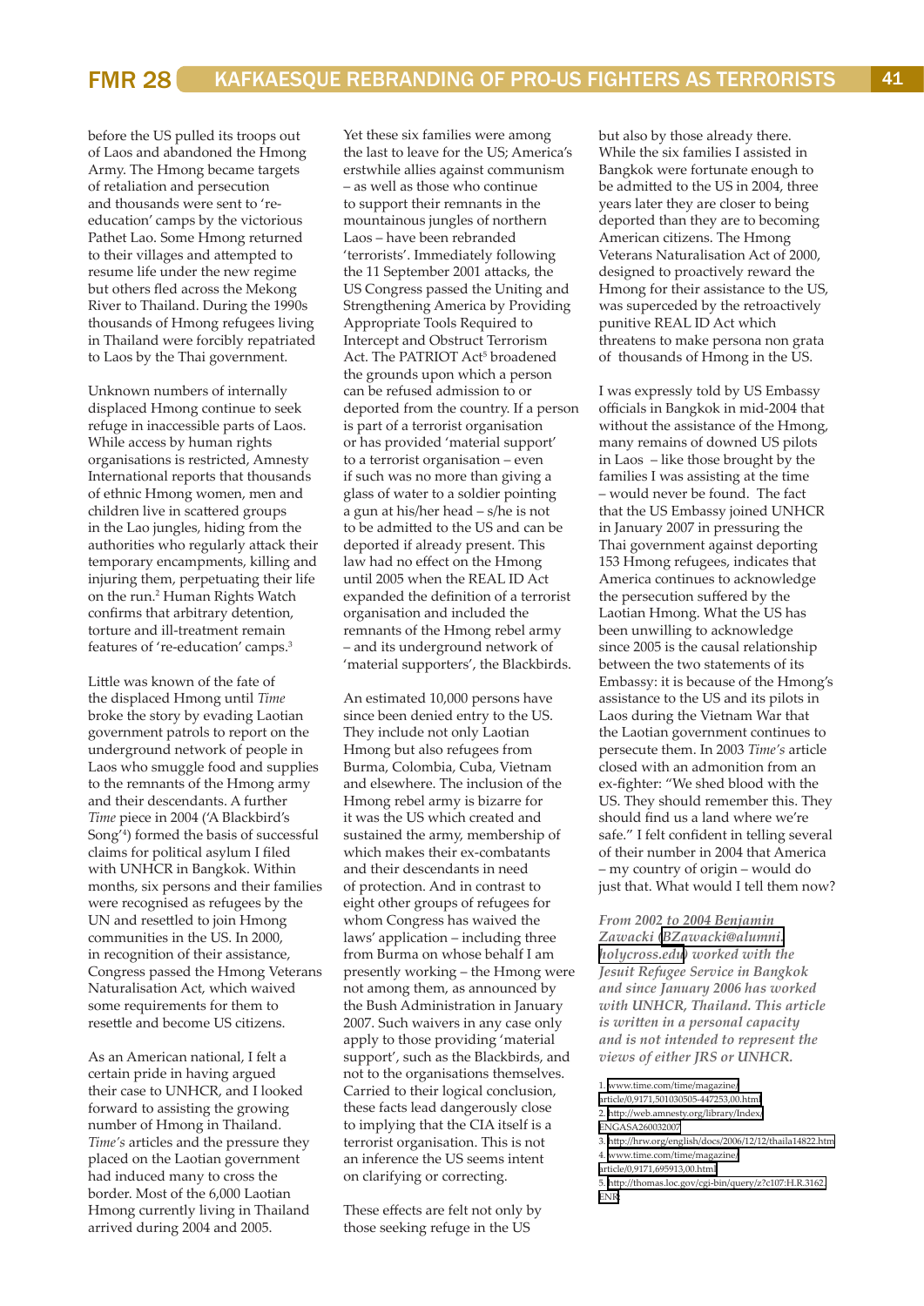before the US pulled its troops out of Laos and abandoned the Hmong Army. The Hmong became targets of retaliation and persecution and thousands were sent to 're-education' camps by the victorious Pathet Lao. Some Hmong returned to their villages and attempted to resume life under the new regime but others fled across the Mekong River to Thailand. During the 1990s thousands of Hmong refugees living in Thailand were forcibly repatriated to Laos by the Thai government.

Unknown numbers of internally displaced Hmong continue to seek refuge in inaccessible parts of Laos. While access by human rights organisations is restricted, Amnesty International reports that thousands of ethnic Hmong women, men and children live in scattered groups in the Lao jungles, hiding from the authorities who regularly attack their temporary encampments, killing and injuring them, perpetuating their life on the run.[2] Human Rights Watch confirms that arbitrary detention, torture and ill-treatment remain features of 're-education' camps.[3]

Little was known of the fate of the displaced Hmong until *Time* broke the story by evading Laotian government patrols to report on the underground network of people in Laos who smuggle food and supplies to the remnants of the Hmong army and their descendants. A further *Time* piece in 2004 ('A Blackbird's Song'[4]) formed the basis of successful claims for political asylum I filed with UNHCR in Bangkok. Within months, six persons and their families were recognised as refugees by the UN and resettled to join Hmong communities in the US. In 2000, in recognition of their assistance, Congress passed the Hmong Veterans Naturalisation Act, which waived some requirements for them to resettle and become US citizens.

As an American national, I felt a certain pride in having argued their case to UNHCR, and I looked forward to assisting the growing number of Hmong in Thailand. *Time's* articles and the pressure they placed on the Laotian government had induced many to cross the border. Most of the 6,000 Laotian Hmong currently living in Thailand arrived during 2004 and 2005.

Yet these six families were among the last to leave for the US; America's erstwhile allies against communism – as well as those who continue to support their remnants in the mountainous jungles of northern Laos – have been rebranded 'terrorists'. Immediately following the 11 September 2001 attacks, the US Congress passed the Uniting and Strengthening America by Providing Appropriate Tools Required to Intercept and Obstruct Terrorism Act. The PATRIOT Act[5] broadened the grounds upon which a person can be refused admission to or deported from the country. If a person is part of a terrorist organisation or has provided 'material support' to a terrorist organisation – even if such was no more than giving a glass of water to a soldier pointing a gun at his/her head – s/he is not to be admitted to the US and can be deported if already present. This law had no effect on the Hmong until 2005 when the REAL ID Act expanded the definition of a terrorist organisation and included the remnants of the Hmong rebel army – and its underground network of 'material supporters', the Blackbirds.

An estimated 10,000 persons have since been denied entry to the US. They include not only Laotian Hmong but also refugees from Burma, Colombia, Cuba, Vietnam and elsewhere. The inclusion of the Hmong rebel army is bizarre for it was the US which created and sustained the army, membership of which makes their ex-combatants and their descendants in need of protection. And in contrast to eight other groups of refugees for whom Congress has waived the laws' application – including three from Burma on whose behalf I am presently working – the Hmong were not among them, as announced by the Bush Administration in January 2007. Such waivers in any case only apply to those providing 'material support', such as the Blackbirds, and not to the organisations themselves. Carried to their logical conclusion, these facts lead dangerously close to implying that the CIA itself is a terrorist organisation. This is not an inference the US seems intent on clarifying or correcting.

These effects are felt not only by those seeking refuge in the US but also by those already there. While the six families I assisted in Bangkok were fortunate enough to be admitted to the US in 2004, three years later they are closer to being deported than they are to becoming American citizens. The Hmong Veterans Naturalisation Act of 2000, designed to proactively reward the Hmong for their assistance to the US, was superceded by the retroactively punitive REAL ID Act which threatens to make persona non grata of thousands of Hmong in the US.

I was expressly told by US Embassy officials in Bangkok in mid-2004 that without the assistance of the Hmong, many remains of downed US pilots in Laos – like those brought by the families I was assisting at the time – would never be found. The fact that the US Embassy joined UNHCR in January 2007 in pressuring the Thai government against deporting 153 Hmong refugees, indicates that America continues to acknowledge the persecution suffered by the Laotian Hmong. What the US has been unwilling to acknowledge since 2005 is the causal relationship between the two statements of its Embassy: it is because of the Hmong's assistance to the US and its pilots in Laos during the Vietnam War that the Laotian government continues to persecute them. In 2003 *Time's* article closed with an admonition from an ex-fighter: "We shed blood with the US. They should remember this. They should find us a land where we're safe." I felt confident in telling several of their number in 2004 that America – my country of origin – would do just that. What would I tell them now?

*From 2002 to 2004 Benjamin Zawacki (BZawacki@alumni.holycross.edu) worked with the Jesuit Refugee Service in Bangkok and since January 2006 has worked with UNHCR, Thailand. This article is written in a personal capacity and is not intended to represent the views of either JRS or UNHCR.*

1. www.time.com/time/magazine/article/0,9171,501030505-447253,00.html
2. http://web.amnesty.org/library/Index/ENGASA260032007
3. http://hrw.org/english/docs/2006/12/12/thaila14822.htm
4. www.time.com/time/magazine/article/0,9171,695913,00.html
5. http://thomas.loc.gov/cgi-bin/query/z?c107:H.R.3162.ENR: